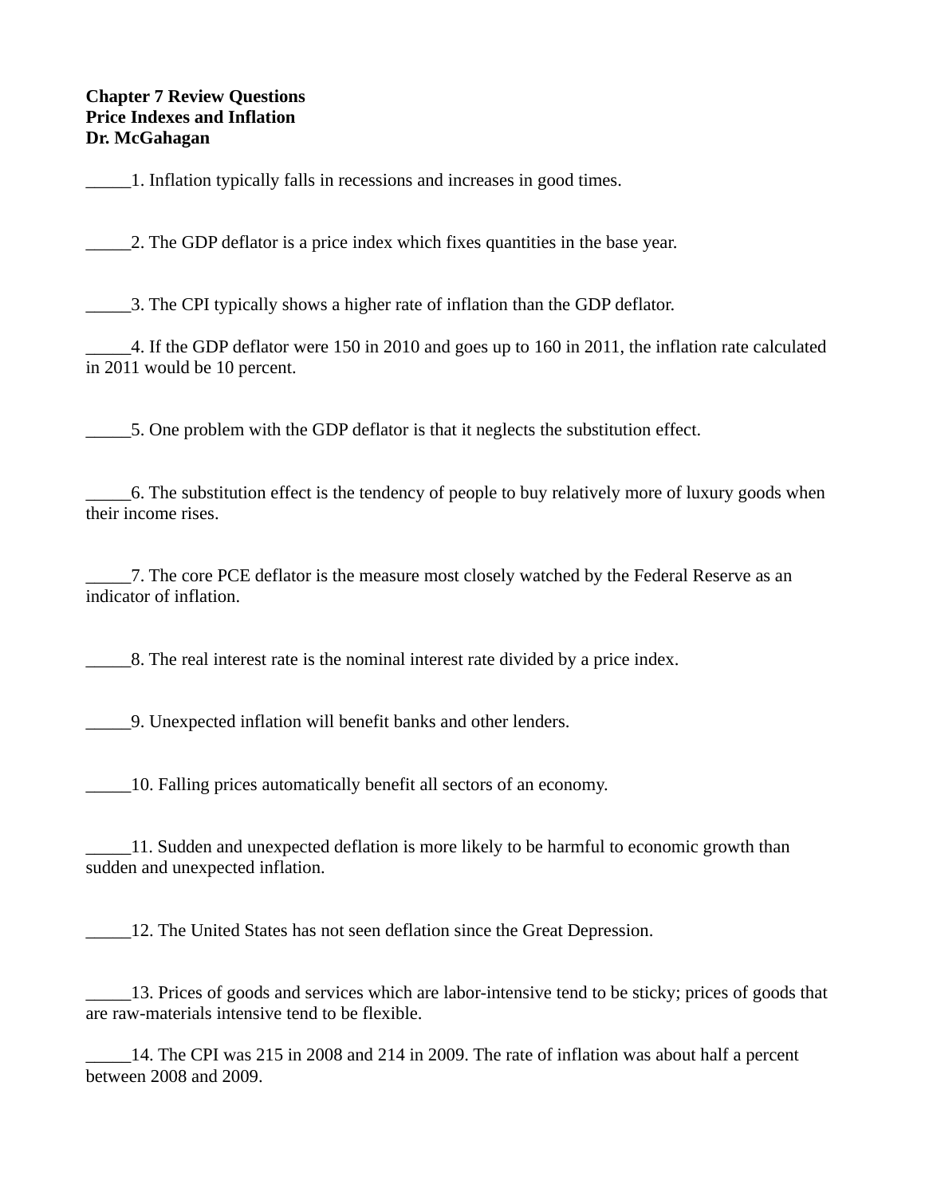**Chapter 7 Review Questions**
**Price Indexes and Inflation**
**Dr. McGahagan**

_____1. Inflation typically falls in recessions and increases in good times.

_____2. The GDP deflator is a price index which fixes quantities in the base year.

_____3. The CPI typically shows a higher rate of inflation than the GDP deflator.

_____4. If the GDP deflator were 150 in 2010 and goes up to 160 in 2011, the inflation rate calculated in 2011 would be 10 percent.

_____5. One problem with the GDP deflator is that it neglects the substitution effect.

_____6. The substitution effect is the tendency of people to buy relatively more of luxury goods when their income rises.

_____7. The core PCE deflator is the measure most closely watched by the Federal Reserve as an indicator of inflation.

_____8. The real interest rate is the nominal interest rate divided by a price index.

_____9. Unexpected inflation will benefit banks and other lenders.

_____10. Falling prices automatically benefit all sectors of an economy.

_____11. Sudden and unexpected deflation is more likely to be harmful to economic growth than sudden and unexpected inflation.

_____12. The United States has not seen deflation since the Great Depression.

_____13. Prices of goods and services which are labor-intensive tend to be sticky; prices of goods that are raw-materials intensive tend to be flexible.

_____14. The CPI was 215 in 2008 and 214 in 2009. The rate of inflation was about half a percent between 2008 and 2009.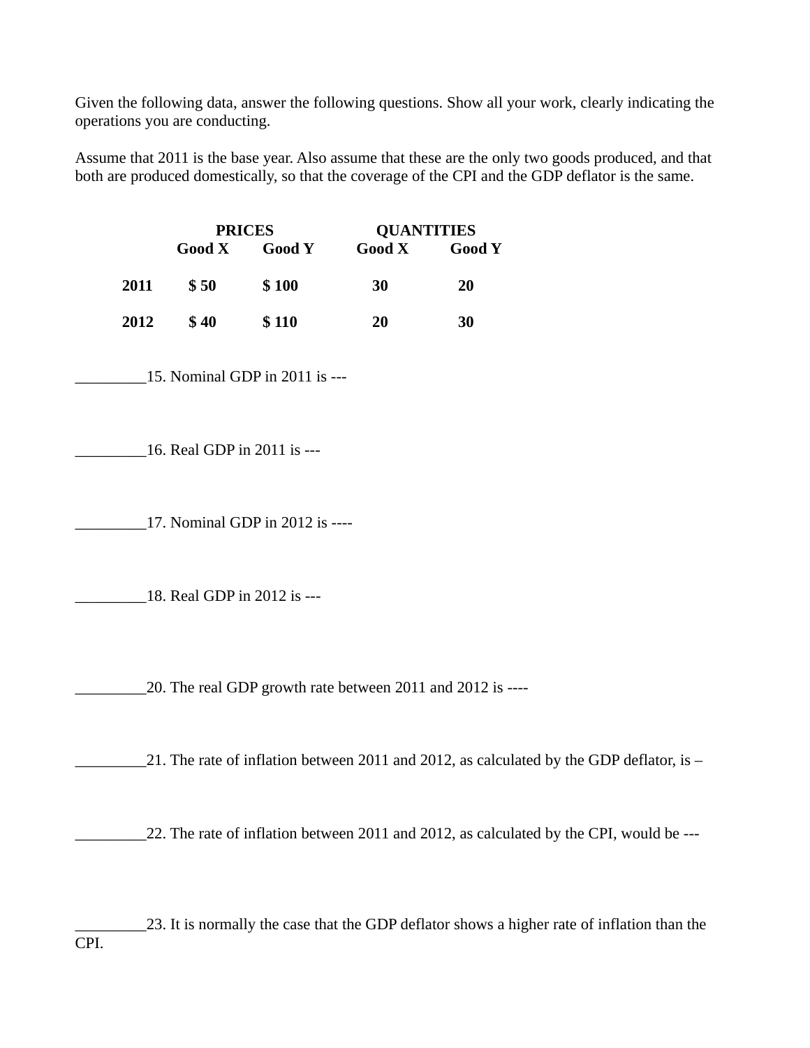Given the following data, answer the following questions. Show all your work, clearly indicating the operations you are conducting.

Assume that 2011 is the base year. Also assume that these are the only two goods produced, and that both are produced domestically, so that the coverage of the CPI and the GDP deflator is the same.

| | PRICES | | QUANTITIES | |
|---|---|---|---|---|
| | **Good X** | **Good Y** | **Good X** | **Good Y** |
| **2011** | **$ 50** | **$ 100** | **30** | **20** |
| **2012** | **$ 40** | **$ 110** | **20** | **30** |

_________15. Nominal GDP in 2011 is ---

_________16. Real GDP in 2011 is ---

_________17. Nominal GDP in 2012 is ----

_________18. Real GDP in 2012 is ---

_________20. The real GDP growth rate between 2011 and 2012 is ----

_________21. The rate of inflation between 2011 and 2012, as calculated by the GDP deflator, is –

_________22. The rate of inflation between 2011 and 2012, as calculated by the CPI, would be ---

_________23. It is normally the case that the GDP deflator shows a higher rate of inflation than the CPI.